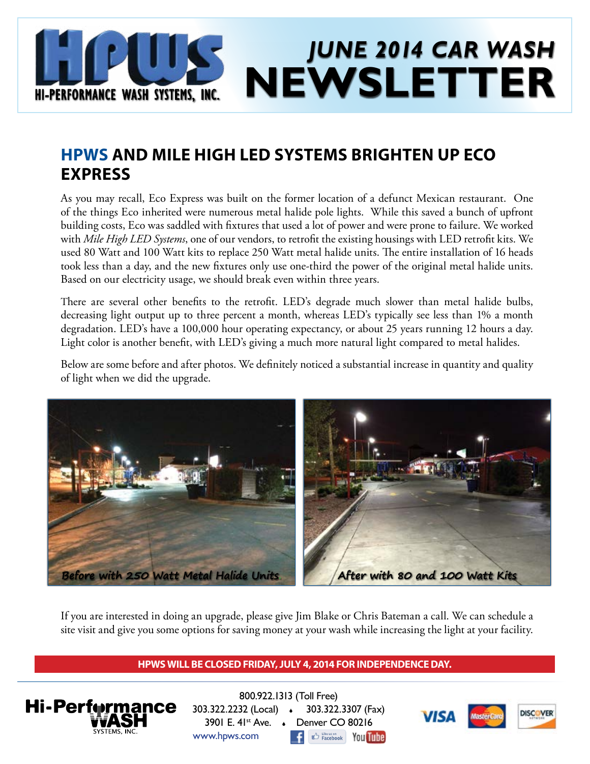# HPWS Hi-Performance Wash Systems, Inc.

# JUNE 2014 CAR WASH NEWSLETTER

## HPWS AND MILE HIGH LED SYSTEMS BRIGHTEN UP ECO EXPRESS

As you may recall, Eco Express was built on the former location of a defunct Mexican restaurant. One of the things Eco inherited were numerous metal halide pole lights. While this saved a bunch of upfront building costs, Eco was saddled with fixtures that used a lot of power and were prone to failure. We worked with *Mile High LED Systems*, one of our vendors, to retrofit the existing housings with LED retrofit kits. We used 80 Watt and 100 Watt kits to replace 250 Watt metal halide units. The entire installation of 16 heads took less than a day, and the new fixtures only use one-third the power of the original metal halide units. Based on our electricity usage, we should break even within three years.

There are several other benefits to the retrofit. LED's degrade much slower than metal halide bulbs, decreasing light output up to three percent a month, whereas LED's typically see less than 1% a month degradation. LED's have a 100,000 hour operating expectancy, or about 25 years running 12 hours a day. Light color is another benefit, with LED's giving a much more natural light compared to metal halides.

Below are some before and after photos. We definitely noticed a substantial increase in quantity and quality of light when we did the upgrade.

Before with 250 Watt Metal Halide Units

After with 80 and 100 Watt Kits

If you are interested in doing an upgrade, please give Jim Blake or Chris Bateman a call. We can schedule a site visit and give you some options for saving money at your wash while increasing the light at your facility.

**HPWS WILL BE CLOSED FRIDAY, JULY 4, 2014 FOR INDEPENDENCE DAY.**

Hi-Performance WASH Systems, Inc.

800.922.1313 (Toll Free)
303.322.2232 (Local) • 303.322.3307 (Fax)
3901 E. 41st Ave. • Denver CO 80216
www.hpws.com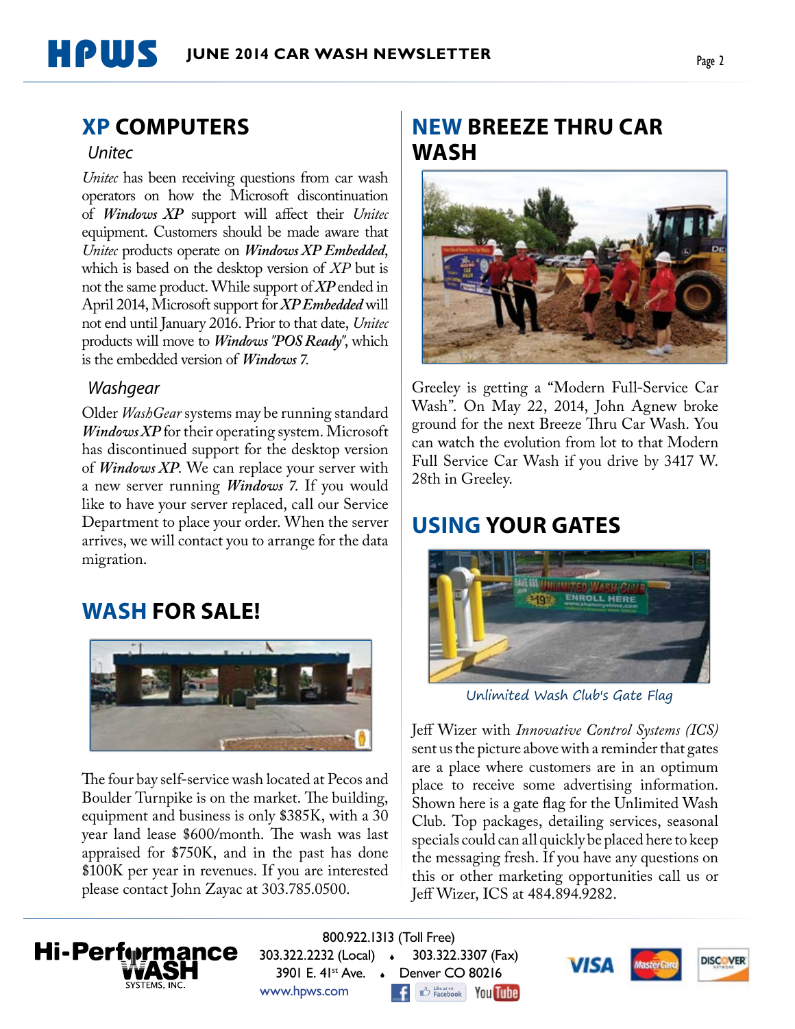## XP COMPUTERS

### *Unitec*

*Unitec* has been receiving questions from car wash operators on how the Microsoft discontinuation of ***Windows XP*** support will affect their *Unitec* equipment. Customers should be made aware that *Unitec* products operate on ***Windows XP Embedded***, which is based on the desktop version of *XP* but is not the same product. While support of ***XP*** ended in April 2014, Microsoft support for ***XP Embedded*** will not end until January 2016. Prior to that date, *Unitec* products will move to ***Windows "POS Ready"***, which is the embedded version of ***Windows 7***.

### *Washgear*

Older *WashGear* systems may be running standard ***Windows XP*** for their operating system. Microsoft has discontinued support for the desktop version of ***Windows XP***. We can replace your server with a new server running ***Windows 7***. If you would like to have your server replaced, call our Service Department to place your order. When the server arrives, we will contact you to arrange for the data migration.

## WASH FOR SALE!

The four bay self-service wash located at Pecos and Boulder Turnpike is on the market. The building, equipment and business is only $385K, with a 30 year land lease $600/month. The wash was last appraised for $750K, and in the past has done $100K per year in revenues. If you are interested please contact John Zayac at 303.785.0500.

## NEW BREEZE THRU CAR WASH

Greeley is getting a "Modern Full-Service Car Wash". On May 22, 2014, John Agnew broke ground for the next Breeze Thru Car Wash. You can watch the evolution from lot to that Modern Full Service Car Wash if you drive by 3417 W. 28th in Greeley.

## USING YOUR GATES

Unlimited Wash Club's Gate Flag

Jeff Wizer with *Innovative Control Systems (ICS)* sent us the picture above with a reminder that gates are a place where customers are in an optimum place to receive some advertising information. Shown here is a gate flag for the Unlimited Wash Club. Top packages, detailing services, seasonal specials could can all quickly be placed here to keep the messaging fresh. If you have any questions on this or other marketing opportunities call us or Jeff Wizer, ICS at 484.894.9282.